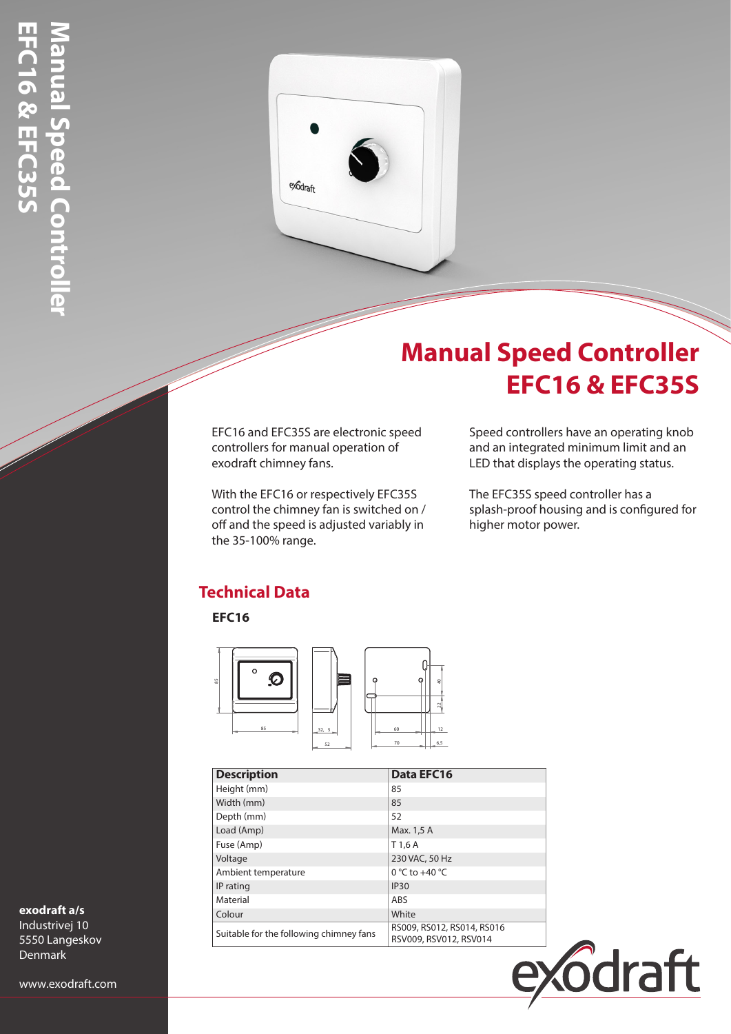# Manual Speed Controller EFC16 & EFC35S

EFC16 and EFC35S are electronic speed controllers for manual operation of exodraft chimney fans.

With the EFC16 or respectively EFC35S control the chimney fan is switched on / off and the speed is adjusted variably in the 35-100% range.

Speed controllers have an operating knob and an integrated minimum limit and an LED that displays the operating status.

The EFC35S speed controller has a splash-proof housing and is configured for higher motor power.

## Technical Data

### EFC16

| Description | Data EFC16 |
|---|---|
| Height (mm) | 85 |
| Width (mm) | 85 |
| Depth (mm) | 52 |
| Load (Amp) | Max. 1,5 A |
| Fuse (Amp) | T 1,6 A |
| Voltage | 230 VAC, 50 Hz |
| Ambient temperature | 0 °C to +40 °C |
| IP rating | IP30 |
| Material | ABS |
| Colour | White |
| Suitable for the following chimney fans | RS009, RS012, RS014, RS016<br>RSV009, RSV012, RSV014 |

**exodraft a/s**
Industrivej 10
5550 Langeskov
Denmark

www.exodraft.com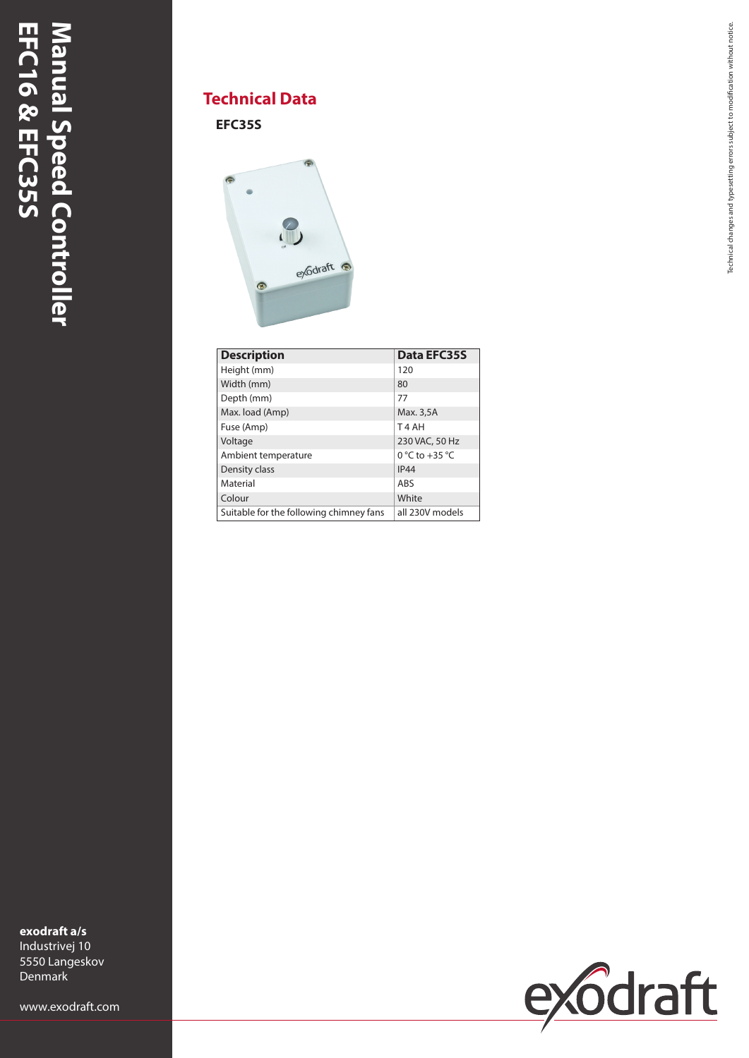# Manual Speed Controller EFC16 & EFC35S

## Technical Data

### EFC35S

| Description | Data EFC35S |
|---|---|
| Height (mm) | 120 |
| Width (mm) | 80 |
| Depth (mm) | 77 |
| Max. load (Amp) | Max. 3,5A |
| Fuse (Amp) | T 4 AH |
| Voltage | 230 VAC, 50 Hz |
| Ambient temperature | 0 °C to +35 °C |
| Density class | IP44 |
| Material | ABS |
| Colour | White |
| Suitable for the following chimney fans | all 230V models |

**exodraft a/s**
Industrivej 10
5550 Langeskov
Denmark

www.exodraft.com

Technical changes and typesetting errors subject to modification without notice.